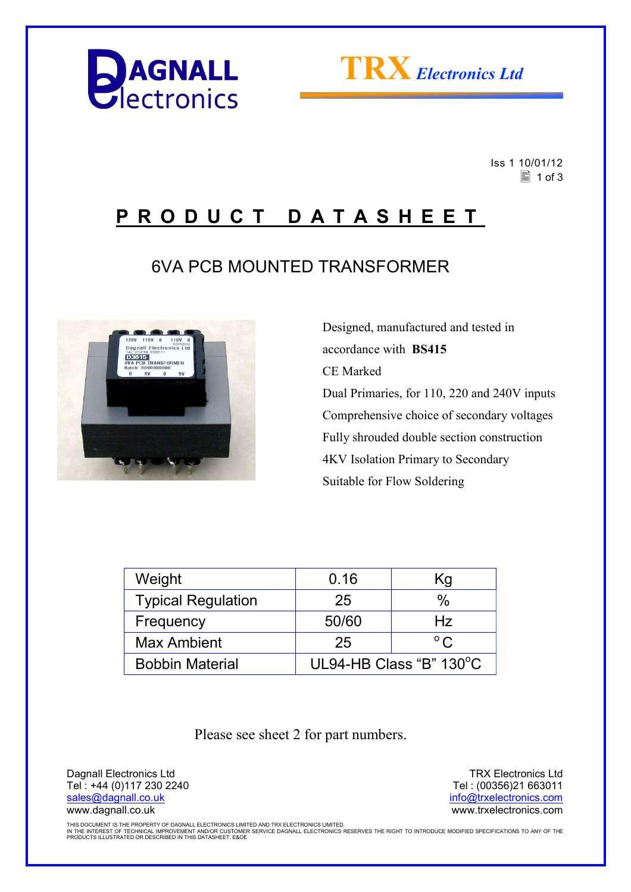Dagnall Electronics

TRX Electronics Ltd

Iss 1 10/01/12

# PRODUCT DATASHEET

## 6VA PCB MOUNTED TRANSFORMER

Designed, manufactured and tested in accordance with **BS415**

CE Marked

Dual Primaries, for 110, 220 and 240V inputs

Comprehensive choice of secondary voltages

Fully shrouded double section construction

4KV Isolation Primary to Secondary

Suitable for Flow Soldering

| Weight | 0.16 | Kg |
|---|---|---|
| Typical Regulation | 25 | % |
| Frequency | 50/60 | Hz |
| Max Ambient | 25 | °C |
| Bobbin Material | UL94-HB Class "B" 130°C | |

Please see sheet 2 for part numbers.

Dagnall Electronics Ltd
Tel : +44 (0)117 230 2240
sales@dagnall.co.uk
www.dagnall.co.uk

TRX Electronics Ltd
Tel : (00356)21 663011
info@trxelectronics.com
www.trxelectronics.com

THIS DOCUMENT IS THE PROPERTY OF DAGNALL ELECTRONICS LIMITED AND TRX ELECTRONICS LIMITED.
IN THE INTEREST OF TECHNICAL IMPROVEMENT AND/OR CUSTOMER SERVICE DAGNALL ELECTRONICS RESERVES THE RIGHT TO INTRODUCE MODIFIED SPECIFICATIONS TO ANY OF THE PRODUCTS ILLUSTRATED OR DESCRIBED IN THIS DATASHEET. E&OE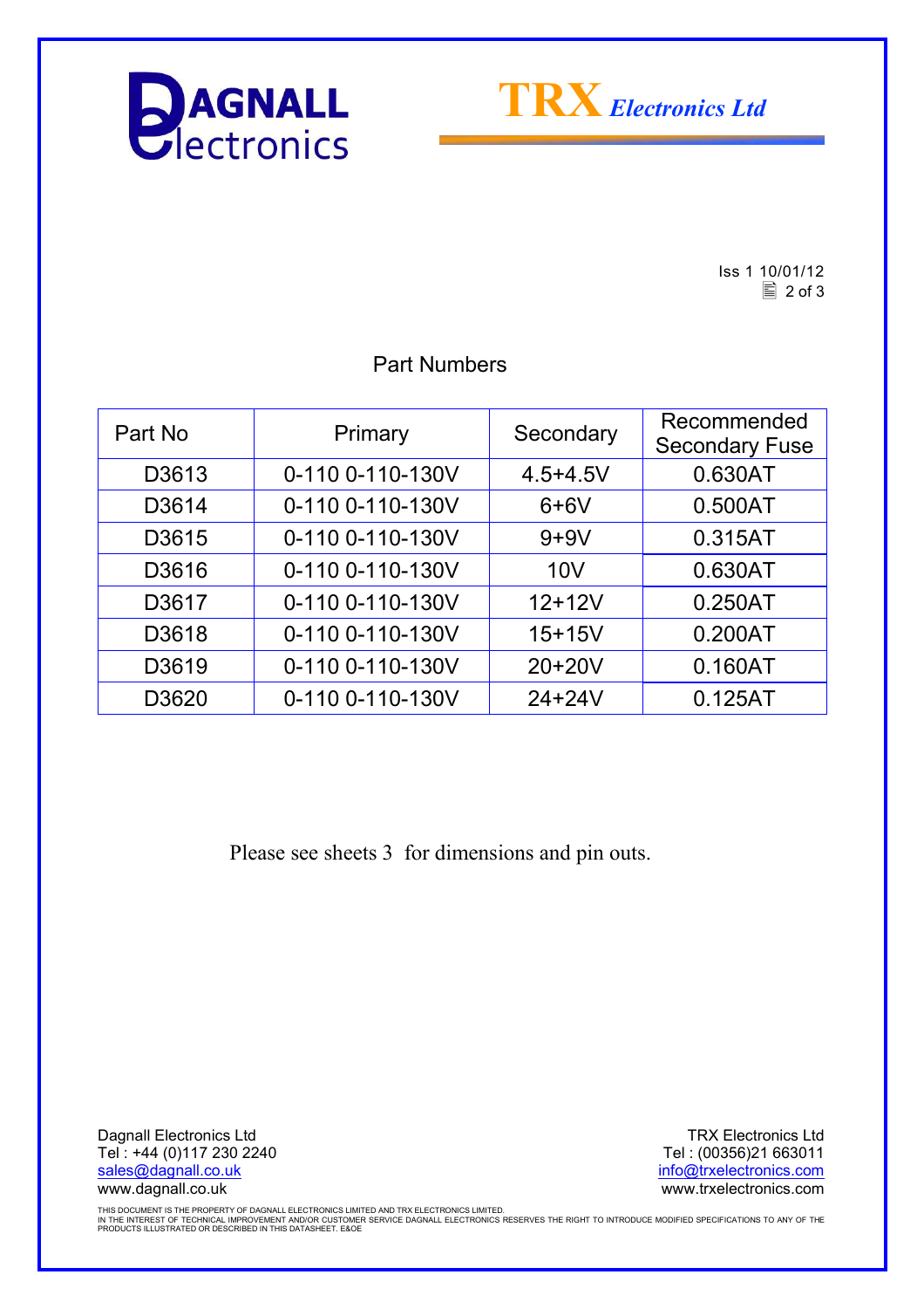Iss 1 10/01/12

## Part Numbers

| Part No | Primary | Secondary | Recommended Secondary Fuse |
|---|---|---|---|
| D3613 | 0-110 0-110-130V | 4.5+4.5V | 0.630AT |
| D3614 | 0-110 0-110-130V | 6+6V | 0.500AT |
| D3615 | 0-110 0-110-130V | 9+9V | 0.315AT |
| D3616 | 0-110 0-110-130V | 10V | 0.630AT |
| D3617 | 0-110 0-110-130V | 12+12V | 0.250AT |
| D3618 | 0-110 0-110-130V | 15+15V | 0.200AT |
| D3619 | 0-110 0-110-130V | 20+20V | 0.160AT |
| D3620 | 0-110 0-110-130V | 24+24V | 0.125AT |

Please see sheets 3 for dimensions and pin outs.

Dagnall Electronics Ltd
Tel : +44 (0)117 230 2240
sales@dagnall.co.uk
www.dagnall.co.uk

TRX Electronics Ltd
Tel : (00356)21 663011
info@trxelectronics.com
www.trxelectronics.com

THIS DOCUMENT IS THE PROPERTY OF DAGNALL ELECTRONICS LIMITED AND TRX ELECTRONICS LIMITED.
IN THE INTEREST OF TECHNICAL IMPROVEMENT AND/OR CUSTOMER SERVICE DAGNALL ELECTRONICS RESERVES THE RIGHT TO INTRODUCE MODIFIED SPECIFICATIONS TO ANY OF THE PRODUCTS ILLUSTRATED OR DESCRIBED IN THIS DATASHEET. E&OE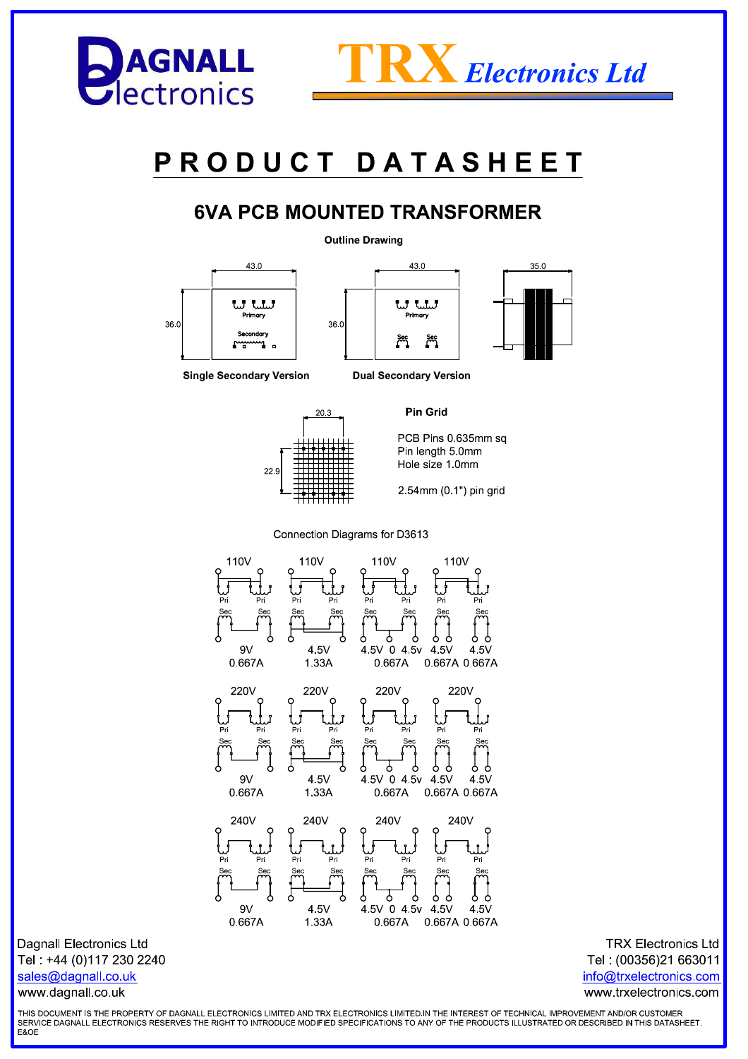# PRODUCT DATASHEET

## 6VA PCB MOUNTED TRANSFORMER

**Outline Drawing**

43.0
36.0
Primary
Secondary

43.0
36.0
Primary
Sec
Sec

35.0

**Single Secondary Version**

**Dual Secondary Version**

20.3
22.9

**Pin Grid**

PCB Pins 0.635mm sq
Pin length 5.0mm
Hole size 1.0mm

2.54mm (0.1") pin grid

Connection Diagrams for D3613

110V
Pri Pri
Sec Sec
9V
0.667A

110V
Pri Pri
Sec Sec
4.5V
1.33A

110V
Pri Pri
Sec Sec
4.5V 0 4.5v
0.667A

110V
Pri Pri
Sec Sec
4.5V 4.5V
0.667A 0.667A

220V
Pri Pri
Sec Sec
9V
0.667A

220V
Pri Pri
Sec Sec
4.5V
1.33A

220V
Pri Pri
Sec Sec
4.5V 0 4.5v
0.667A

220V
Pri Pri
Sec Sec
4.5V 4.5V
0.667A 0.667A

240V
Pri Pri
Sec Sec
9V
0.667A

240V
Pri Pri
Sec Sec
4.5V
1.33A

240V
Pri Pri
Sec Sec
4.5V 0 4.5v
0.667A

240V
Pri Pri
Sec Sec
4.5V 4.5V
0.667A 0.667A

Dagnall Electronics Ltd
Tel : +44 (0)117 230 2240
sales@dagnall.co.uk
www.dagnall.co.uk

TRX Electronics Ltd
Tel : (00356)21 663011
info@trxelectronics.com
www.trxelectronics.com

THIS DOCUMENT IS THE PROPERTY OF DAGNALL ELECTRONICS LIMITED AND TRX ELECTRONICS LIMITED.IN THE INTEREST OF TECHNICAL IMPROVEMENT AND/OR CUSTOMER SERVICE DAGNALL ELECTRONICS RESERVES THE RIGHT TO INTRODUCE MODIFIED SPECIFICATIONS TO ANY OF THE PRODUCTS ILLUSTRATED OR DESCRIBED IN THIS DATASHEET. E&OE